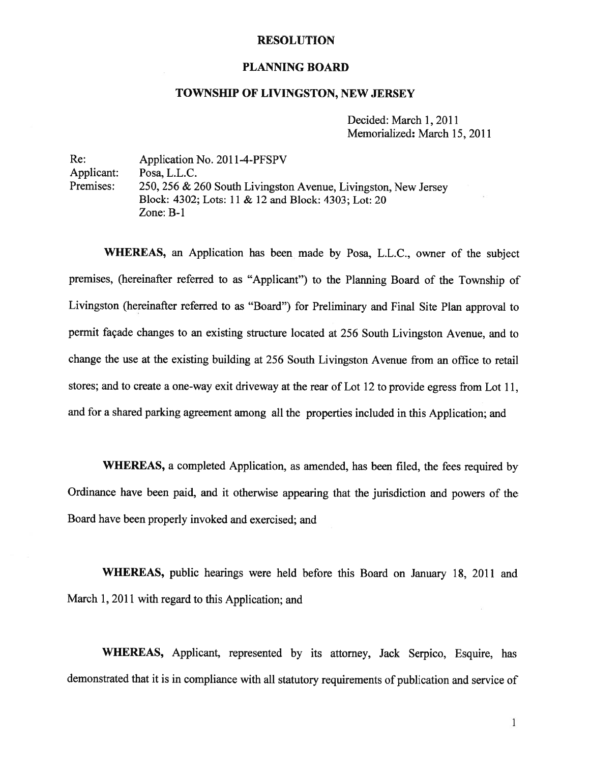# RESOLUTION

## PLANNING BOARD

## TOWNSHIP OF LIVINGSTON, NEW JERSEY

Decided: March 1, 2011
Memorialized: March 15, 2011

Re: Application No. 2011-4-PFSPV
Applicant: Posa, L.L.C.
Premises: 250, 256 & 260 South Livingston Avenue, Livingston, New Jersey
Block: 4302; Lots: 11 & 12 and Block: 4303; Lot: 20
Zone: B-1

**WHEREAS,** an Application has been made by Posa, L.L.C., owner of the subject premises, (hereinafter referred to as "Applicant") to the Planning Board of the Township of Livingston (hereinafter referred to as "Board") for Preliminary and Final Site Plan approval to permit façade changes to an existing structure located at 256 South Livingston Avenue, and to change the use at the existing building at 256 South Livingston Avenue from an office to retail stores; and to create a one-way exit driveway at the rear of Lot 12 to provide egress from Lot 11, and for a shared parking agreement among all the properties included in this Application; and

**WHEREAS,** a completed Application, as amended, has been filed, the fees required by Ordinance have been paid, and it otherwise appearing that the jurisdiction and powers of the Board have been properly invoked and exercised; and

**WHEREAS,** public hearings were held before this Board on January 18, 2011 and March 1, 2011 with regard to this Application; and

**WHEREAS,** Applicant, represented by its attorney, Jack Serpico, Esquire, has demonstrated that it is in compliance with all statutory requirements of publication and service of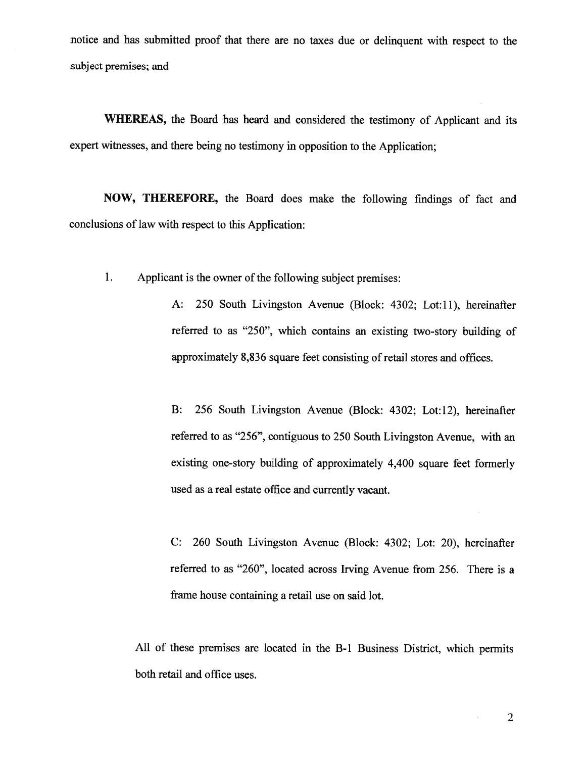notice and has submitted proof that there are no taxes due or delinquent with respect to the subject premises; and

**WHEREAS,** the Board has heard and considered the testimony of Applicant and its expert witnesses, and there being no testimony in opposition to the Application;

**NOW, THEREFORE,** the Board does make the following findings of fact and conclusions of law with respect to this Application:

1. Applicant is the owner of the following subject premises:

    A: 250 South Livingston Avenue (Block: 4302; Lot:11), hereinafter referred to as "250", which contains an existing two-story building of approximately 8,836 square feet consisting of retail stores and offices.

    B: 256 South Livingston Avenue (Block: 4302; Lot:12), hereinafter referred to as "256", contiguous to 250 South Livingston Avenue, with an existing one-story building of approximately 4,400 square feet formerly used as a real estate office and currently vacant.

    C: 260 South Livingston Avenue (Block: 4302; Lot: 20), hereinafter referred to as "260", located across Irving Avenue from 256. There is a frame house containing a retail use on said lot.

    All of these premises are located in the B-1 Business District, which permits both retail and office uses.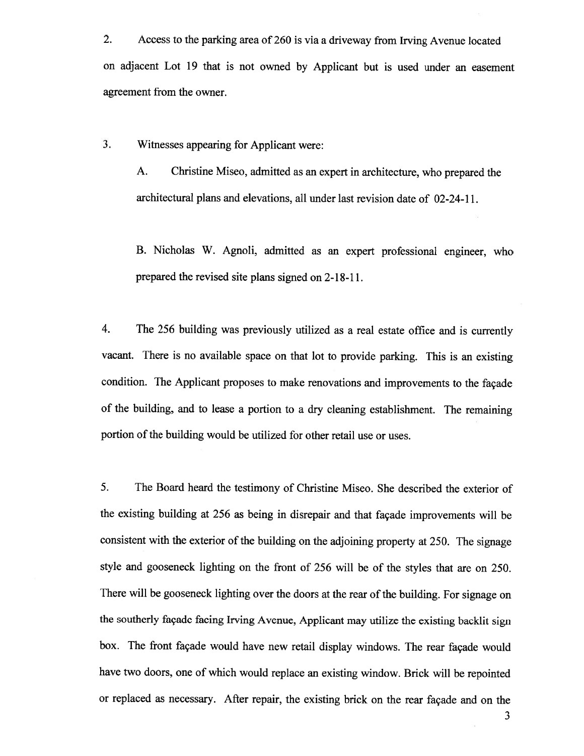2. Access to the parking area of 260 is via a driveway from Irving Avenue located on adjacent Lot 19 that is not owned by Applicant but is used under an easement agreement from the owner.

3. Witnesses appearing for Applicant were:

   A. Christine Miseo, admitted as an expert in architecture, who prepared the architectural plans and elevations, all under last revision date of 02-24-11.

   B. Nicholas W. Agnoli, admitted as an expert professional engineer, who prepared the revised site plans signed on 2-18-11.

4. The 256 building was previously utilized as a real estate office and is currently vacant. There is no available space on that lot to provide parking. This is an existing condition. The Applicant proposes to make renovations and improvements to the façade of the building, and to lease a portion to a dry cleaning establishment. The remaining portion of the building would be utilized for other retail use or uses.

5. The Board heard the testimony of Christine Miseo. She described the exterior of the existing building at 256 as being in disrepair and that façade improvements will be consistent with the exterior of the building on the adjoining property at 250. The signage style and gooseneck lighting on the front of 256 will be of the styles that are on 250. There will be gooseneck lighting over the doors at the rear of the building. For signage on the southerly façade facing Irving Avenue, Applicant may utilize the existing backlit sign box. The front façade would have new retail display windows. The rear façade would have two doors, one of which would replace an existing window. Brick will be repointed or replaced as necessary. After repair, the existing brick on the rear façade and on the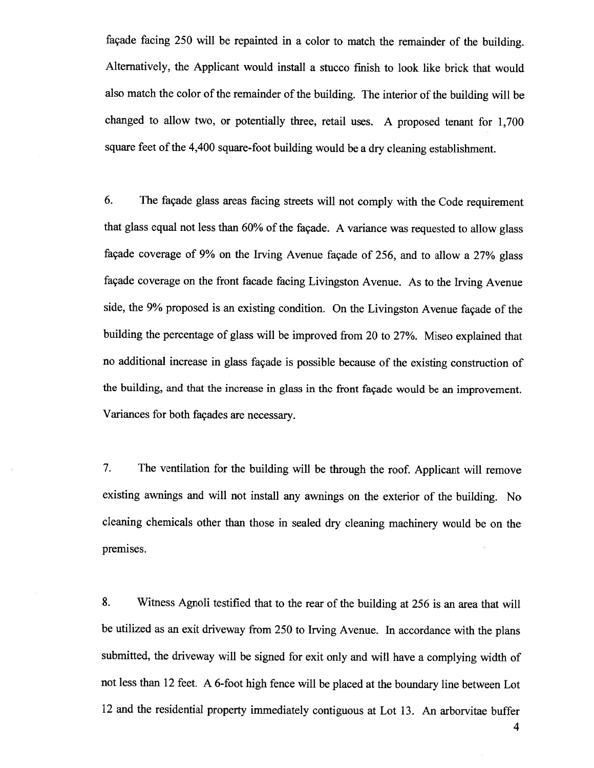façade facing 250 will be repainted in a color to match the remainder of the building. Alternatively, the Applicant would install a stucco finish to look like brick that would also match the color of the remainder of the building. The interior of the building will be changed to allow two, or potentially three, retail uses. A proposed tenant for 1,700 square feet of the 4,400 square-foot building would be a dry cleaning establishment.

6. The façade glass areas facing streets will not comply with the Code requirement that glass equal not less than 60% of the façade. A variance was requested to allow glass façade coverage of 9% on the Irving Avenue façade of 256, and to allow a 27% glass façade coverage on the front facade facing Livingston Avenue. As to the Irving Avenue side, the 9% proposed is an existing condition. On the Livingston Avenue façade of the building the percentage of glass will be improved from 20 to 27%. Miseo explained that no additional increase in glass façade is possible because of the existing construction of the building, and that the increase in glass in the front façade would be an improvement. Variances for both façades are necessary.

7. The ventilation for the building will be through the roof. Applicant will remove existing awnings and will not install any awnings on the exterior of the building. No cleaning chemicals other than those in sealed dry cleaning machinery would be on the premises.

8. Witness Agnoli testified that to the rear of the building at 256 is an area that will be utilized as an exit driveway from 250 to Irving Avenue. In accordance with the plans submitted, the driveway will be signed for exit only and will have a complying width of not less than 12 feet. A 6-foot high fence will be placed at the boundary line between Lot 12 and the residential property immediately contiguous at Lot 13. An arborvitae buffer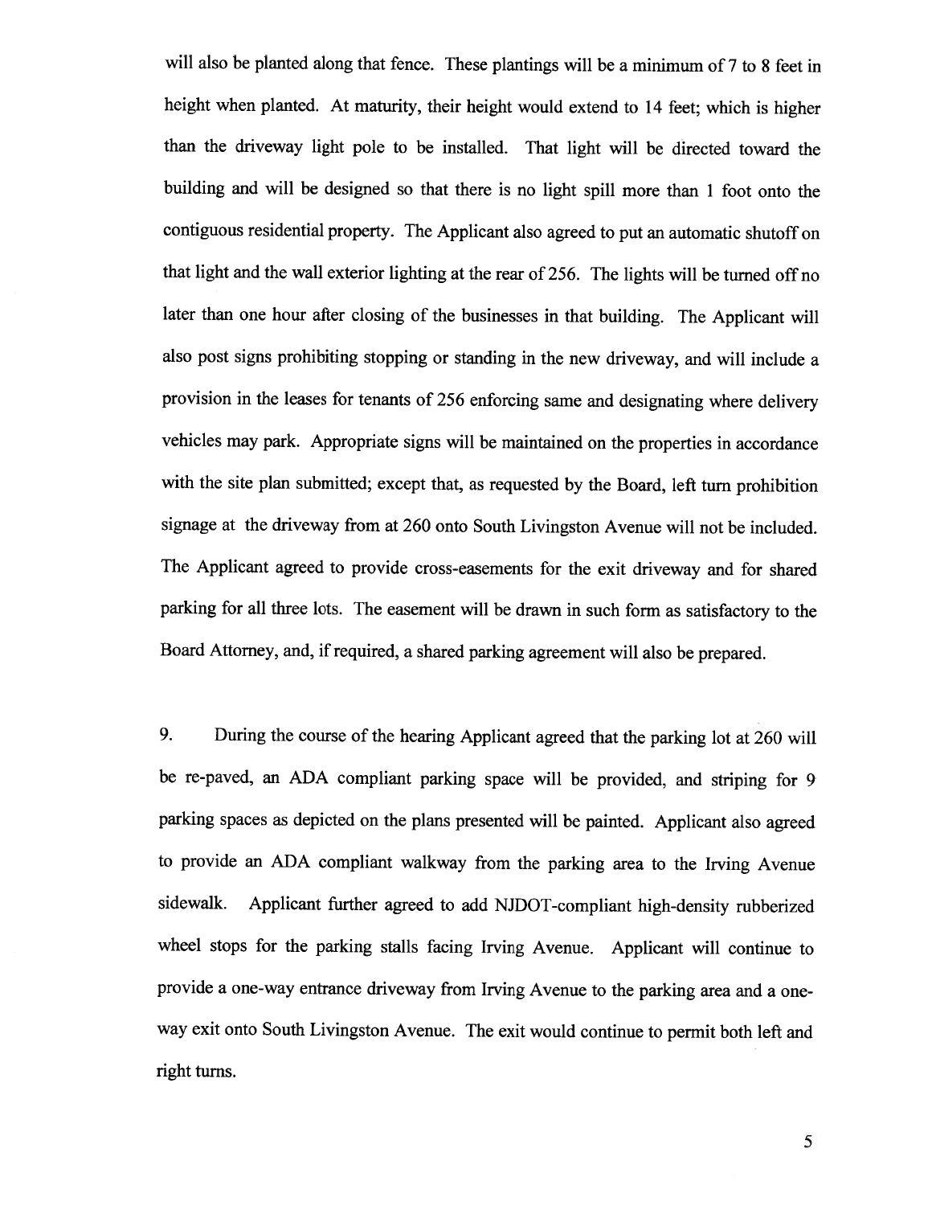will also be planted along that fence. These plantings will be a minimum of 7 to 8 feet in height when planted. At maturity, their height would extend to 14 feet; which is higher than the driveway light pole to be installed. That light will be directed toward the building and will be designed so that there is no light spill more than 1 foot onto the contiguous residential property. The Applicant also agreed to put an automatic shutoff on that light and the wall exterior lighting at the rear of 256. The lights will be turned off no later than one hour after closing of the businesses in that building. The Applicant will also post signs prohibiting stopping or standing in the new driveway, and will include a provision in the leases for tenants of 256 enforcing same and designating where delivery vehicles may park. Appropriate signs will be maintained on the properties in accordance with the site plan submitted; except that, as requested by the Board, left turn prohibition signage at the driveway from at 260 onto South Livingston Avenue will not be included. The Applicant agreed to provide cross-easements for the exit driveway and for shared parking for all three lots. The easement will be drawn in such form as satisfactory to the Board Attorney, and, if required, a shared parking agreement will also be prepared.

9. During the course of the hearing Applicant agreed that the parking lot at 260 will be re-paved, an ADA compliant parking space will be provided, and striping for 9 parking spaces as depicted on the plans presented will be painted. Applicant also agreed to provide an ADA compliant walkway from the parking area to the Irving Avenue sidewalk. Applicant further agreed to add NJDOT-compliant high-density rubberized wheel stops for the parking stalls facing Irving Avenue. Applicant will continue to provide a one-way entrance driveway from Irving Avenue to the parking area and a one-way exit onto South Livingston Avenue. The exit would continue to permit both left and right turns.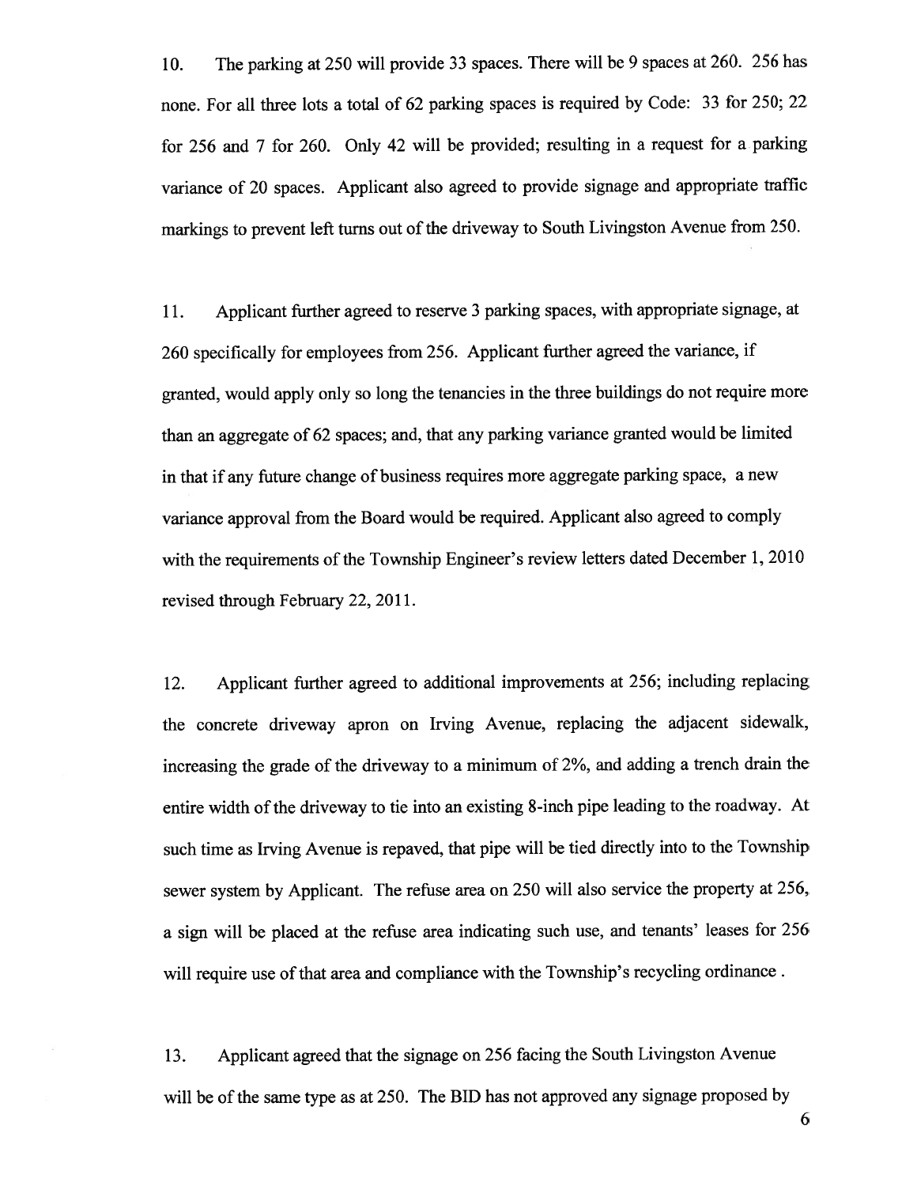10. The parking at 250 will provide 33 spaces. There will be 9 spaces at 260. 256 has none. For all three lots a total of 62 parking spaces is required by Code: 33 for 250; 22 for 256 and 7 for 260. Only 42 will be provided; resulting in a request for a parking variance of 20 spaces. Applicant also agreed to provide signage and appropriate traffic markings to prevent left turns out of the driveway to South Livingston Avenue from 250.

11. Applicant further agreed to reserve 3 parking spaces, with appropriate signage, at 260 specifically for employees from 256. Applicant further agreed the variance, if granted, would apply only so long the tenancies in the three buildings do not require more than an aggregate of 62 spaces; and, that any parking variance granted would be limited in that if any future change of business requires more aggregate parking space, a new variance approval from the Board would be required. Applicant also agreed to comply with the requirements of the Township Engineer's review letters dated December 1, 2010 revised through February 22, 2011.

12. Applicant further agreed to additional improvements at 256; including replacing the concrete driveway apron on Irving Avenue, replacing the adjacent sidewalk, increasing the grade of the driveway to a minimum of 2%, and adding a trench drain the entire width of the driveway to tie into an existing 8-inch pipe leading to the roadway. At such time as Irving Avenue is repaved, that pipe will be tied directly into to the Township sewer system by Applicant. The refuse area on 250 will also service the property at 256, a sign will be placed at the refuse area indicating such use, and tenants' leases for 256 will require use of that area and compliance with the Township's recycling ordinance .

13. Applicant agreed that the signage on 256 facing the South Livingston Avenue will be of the same type as at 250. The BID has not approved any signage proposed by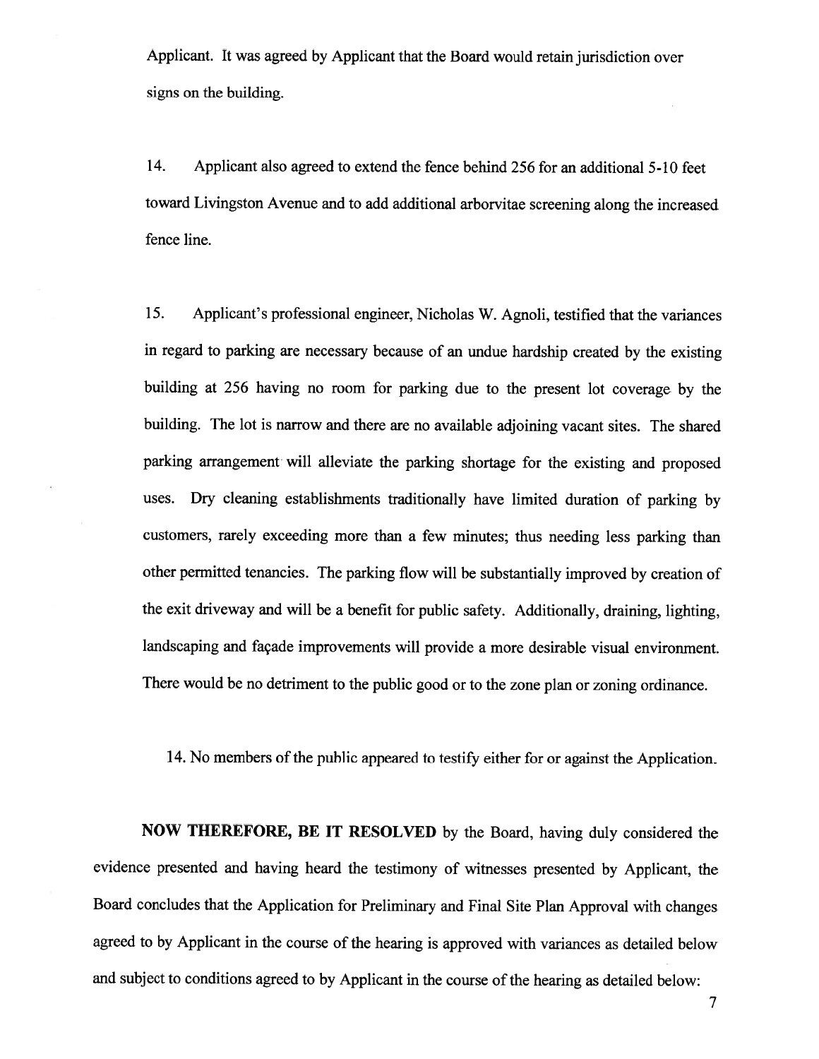Applicant. It was agreed by Applicant that the Board would retain jurisdiction over signs on the building.

14. Applicant also agreed to extend the fence behind 256 for an additional 5-10 feet toward Livingston Avenue and to add additional arborvitae screening along the increased fence line.

15. Applicant's professional engineer, Nicholas W. Agnoli, testified that the variances in regard to parking are necessary because of an undue hardship created by the existing building at 256 having no room for parking due to the present lot coverage by the building. The lot is narrow and there are no available adjoining vacant sites. The shared parking arrangement will alleviate the parking shortage for the existing and proposed uses. Dry cleaning establishments traditionally have limited duration of parking by customers, rarely exceeding more than a few minutes; thus needing less parking than other permitted tenancies. The parking flow will be substantially improved by creation of the exit driveway and will be a benefit for public safety. Additionally, draining, lighting, landscaping and façade improvements will provide a more desirable visual environment. There would be no detriment to the public good or to the zone plan or zoning ordinance.

14. No members of the public appeared to testify either for or against the Application.

**NOW THEREFORE, BE IT RESOLVED** by the Board, having duly considered the evidence presented and having heard the testimony of witnesses presented by Applicant, the Board concludes that the Application for Preliminary and Final Site Plan Approval with changes agreed to by Applicant in the course of the hearing is approved with variances as detailed below and subject to conditions agreed to by Applicant in the course of the hearing as detailed below: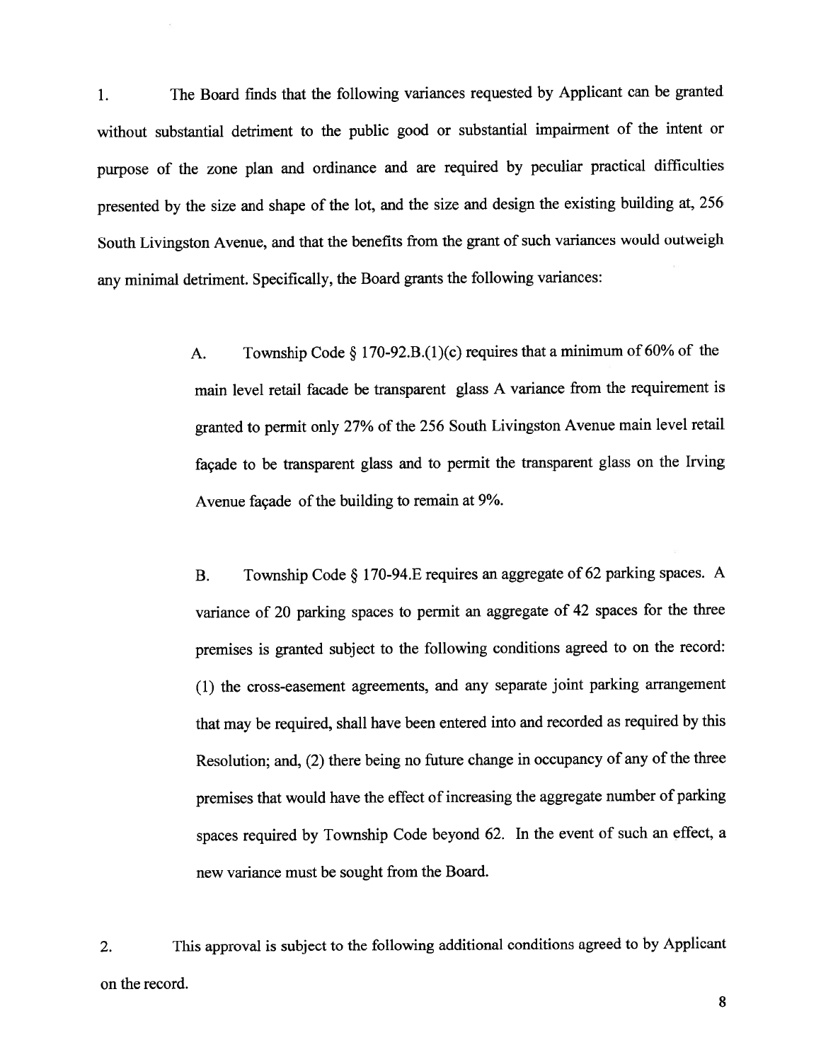1. The Board finds that the following variances requested by Applicant can be granted without substantial detriment to the public good or substantial impairment of the intent or purpose of the zone plan and ordinance and are required by peculiar practical difficulties presented by the size and shape of the lot, and the size and design the existing building at, 256 South Livingston Avenue, and that the benefits from the grant of such variances would outweigh any minimal detriment. Specifically, the Board grants the following variances:

   A. Township Code § 170-92.B.(1)(c) requires that a minimum of 60% of the main level retail facade be transparent glass A variance from the requirement is granted to permit only 27% of the 256 South Livingston Avenue main level retail façade to be transparent glass and to permit the transparent glass on the Irving Avenue façade of the building to remain at 9%.

   B. Township Code § 170-94.E requires an aggregate of 62 parking spaces. A variance of 20 parking spaces to permit an aggregate of 42 spaces for the three premises is granted subject to the following conditions agreed to on the record: (1) the cross-easement agreements, and any separate joint parking arrangement that may be required, shall have been entered into and recorded as required by this Resolution; and, (2) there being no future change in occupancy of any of the three premises that would have the effect of increasing the aggregate number of parking spaces required by Township Code beyond 62. In the event of such an effect, a new variance must be sought from the Board.

2. This approval is subject to the following additional conditions agreed to by Applicant on the record.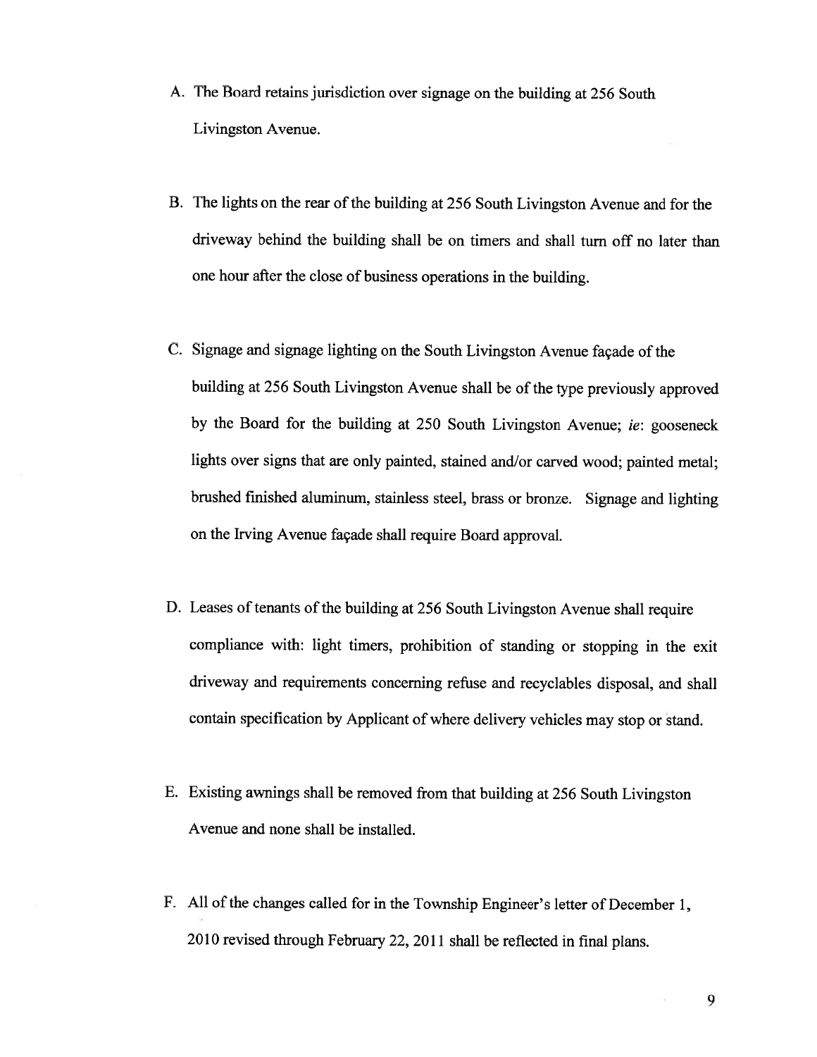A. The Board retains jurisdiction over signage on the building at 256 South Livingston Avenue.

B. The lights on the rear of the building at 256 South Livingston Avenue and for the driveway behind the building shall be on timers and shall turn off no later than one hour after the close of business operations in the building.

C. Signage and signage lighting on the South Livingston Avenue façade of the building at 256 South Livingston Avenue shall be of the type previously approved by the Board for the building at 250 South Livingston Avenue; *ie*: gooseneck lights over signs that are only painted, stained and/or carved wood; painted metal; brushed finished aluminum, stainless steel, brass or bronze. Signage and lighting on the Irving Avenue façade shall require Board approval.

D. Leases of tenants of the building at 256 South Livingston Avenue shall require compliance with: light timers, prohibition of standing or stopping in the exit driveway and requirements concerning refuse and recyclables disposal, and shall contain specification by Applicant of where delivery vehicles may stop or stand.

E. Existing awnings shall be removed from that building at 256 South Livingston Avenue and none shall be installed.

F. All of the changes called for in the Township Engineer's letter of December 1, 2010 revised through February 22, 2011 shall be reflected in final plans.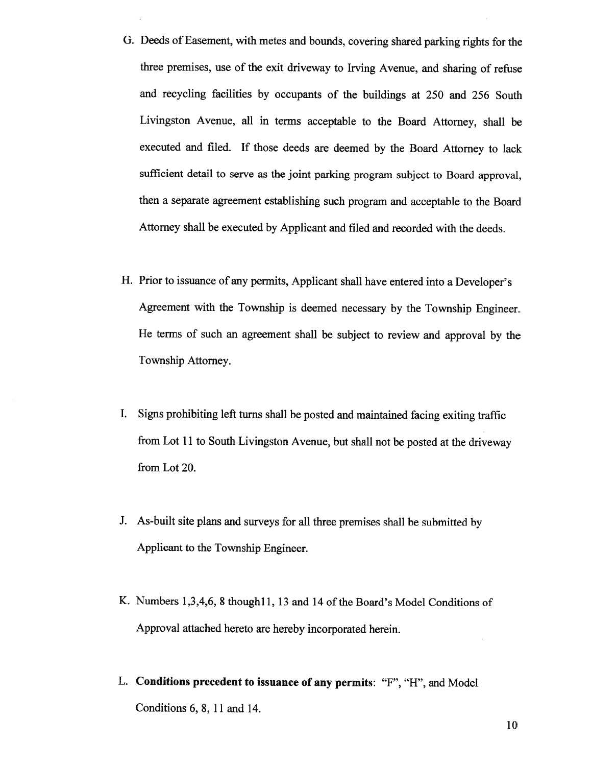G. Deeds of Easement, with metes and bounds, covering shared parking rights for the three premises, use of the exit driveway to Irving Avenue, and sharing of refuse and recycling facilities by occupants of the buildings at 250 and 256 South Livingston Avenue, all in terms acceptable to the Board Attorney, shall be executed and filed. If those deeds are deemed by the Board Attorney to lack sufficient detail to serve as the joint parking program subject to Board approval, then a separate agreement establishing such program and acceptable to the Board Attorney shall be executed by Applicant and filed and recorded with the deeds.

H. Prior to issuance of any permits, Applicant shall have entered into a Developer's Agreement with the Township is deemed necessary by the Township Engineer. He terms of such an agreement shall be subject to review and approval by the Township Attorney.

I. Signs prohibiting left turns shall be posted and maintained facing exiting traffic from Lot 11 to South Livingston Avenue, but shall not be posted at the driveway from Lot 20.

J. As-built site plans and surveys for all three premises shall be submitted by Applicant to the Township Engineer.

K. Numbers 1,3,4,6, 8 though11, 13 and 14 of the Board's Model Conditions of Approval attached hereto are hereby incorporated herein.

L. **Conditions precedent to issuance of any permits**: "F", "H", and Model Conditions 6, 8, 11 and 14.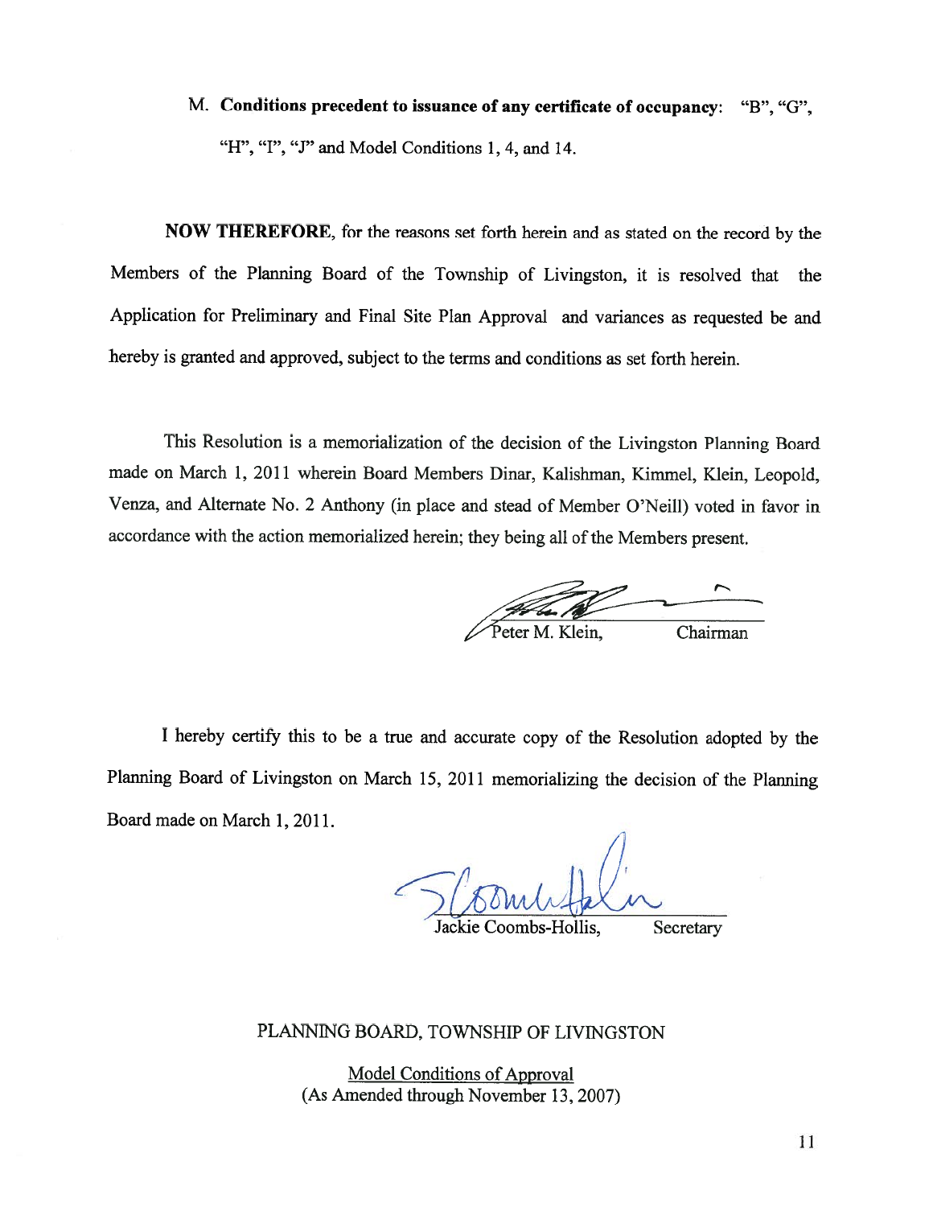M. **Conditions precedent to issuance of any certificate of occupancy**: "B", "G", "H", "I", "J" and Model Conditions 1, 4, and 14.

**NOW THEREFORE**, for the reasons set forth herein and as stated on the record by the Members of the Planning Board of the Township of Livingston, it is resolved that the Application for Preliminary and Final Site Plan Approval and variances as requested be and hereby is granted and approved, subject to the terms and conditions as set forth herein.

This Resolution is a memorialization of the decision of the Livingston Planning Board made on March 1, 2011 wherein Board Members Dinar, Kalishman, Kimmel, Klein, Leopold, Venza, and Alternate No. 2 Anthony (in place and stead of Member O'Neill) voted in favor in accordance with the action memorialized herein; they being all of the Members present.

Peter M. Klein, Chairman

I hereby certify this to be a true and accurate copy of the Resolution adopted by the Planning Board of Livingston on March 15, 2011 memorializing the decision of the Planning Board made on March 1, 2011.

Jackie Coombs-Hollis, Secretary

PLANNING BOARD, TOWNSHIP OF LIVINGSTON

Model Conditions of Approval
(As Amended through November 13, 2007)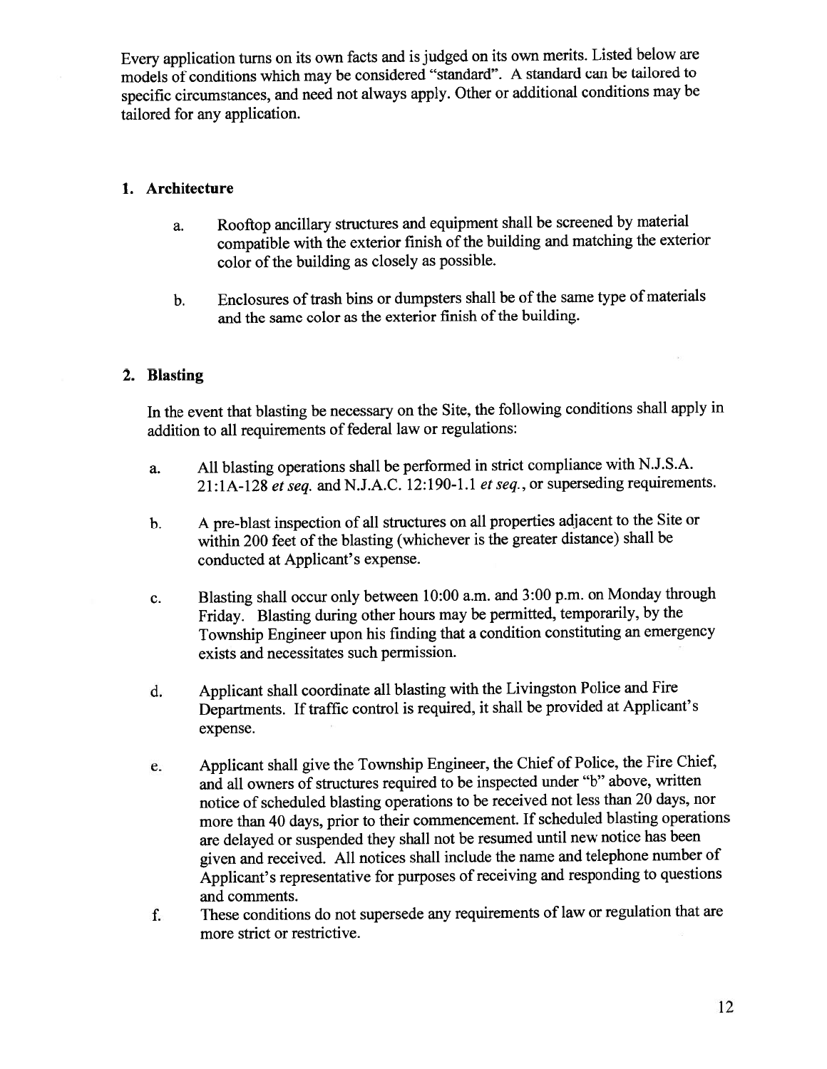Every application turns on its own facts and is judged on its own merits. Listed below are models of conditions which may be considered "standard". A standard can be tailored to specific circumstances, and need not always apply. Other or additional conditions may be tailored for any application.

## 1. Architecture

a. Rooftop ancillary structures and equipment shall be screened by material compatible with the exterior finish of the building and matching the exterior color of the building as closely as possible.

b. Enclosures of trash bins or dumpsters shall be of the same type of materials and the same color as the exterior finish of the building.

## 2. Blasting

In the event that blasting be necessary on the Site, the following conditions shall apply in addition to all requirements of federal law or regulations:

a. All blasting operations shall be performed in strict compliance with N.J.S.A. 21:1A-128 *et seq.* and N.J.A.C. 12:190-1.1 *et seq.*, or superseding requirements.

b. A pre-blast inspection of all structures on all properties adjacent to the Site or within 200 feet of the blasting (whichever is the greater distance) shall be conducted at Applicant's expense.

c. Blasting shall occur only between 10:00 a.m. and 3:00 p.m. on Monday through Friday. Blasting during other hours may be permitted, temporarily, by the Township Engineer upon his finding that a condition constituting an emergency exists and necessitates such permission.

d. Applicant shall coordinate all blasting with the Livingston Police and Fire Departments. If traffic control is required, it shall be provided at Applicant's expense.

e. Applicant shall give the Township Engineer, the Chief of Police, the Fire Chief, and all owners of structures required to be inspected under "b" above, written notice of scheduled blasting operations to be received not less than 20 days, nor more than 40 days, prior to their commencement. If scheduled blasting operations are delayed or suspended they shall not be resumed until new notice has been given and received. All notices shall include the name and telephone number of Applicant's representative for purposes of receiving and responding to questions and comments.

f. These conditions do not supersede any requirements of law or regulation that are more strict or restrictive.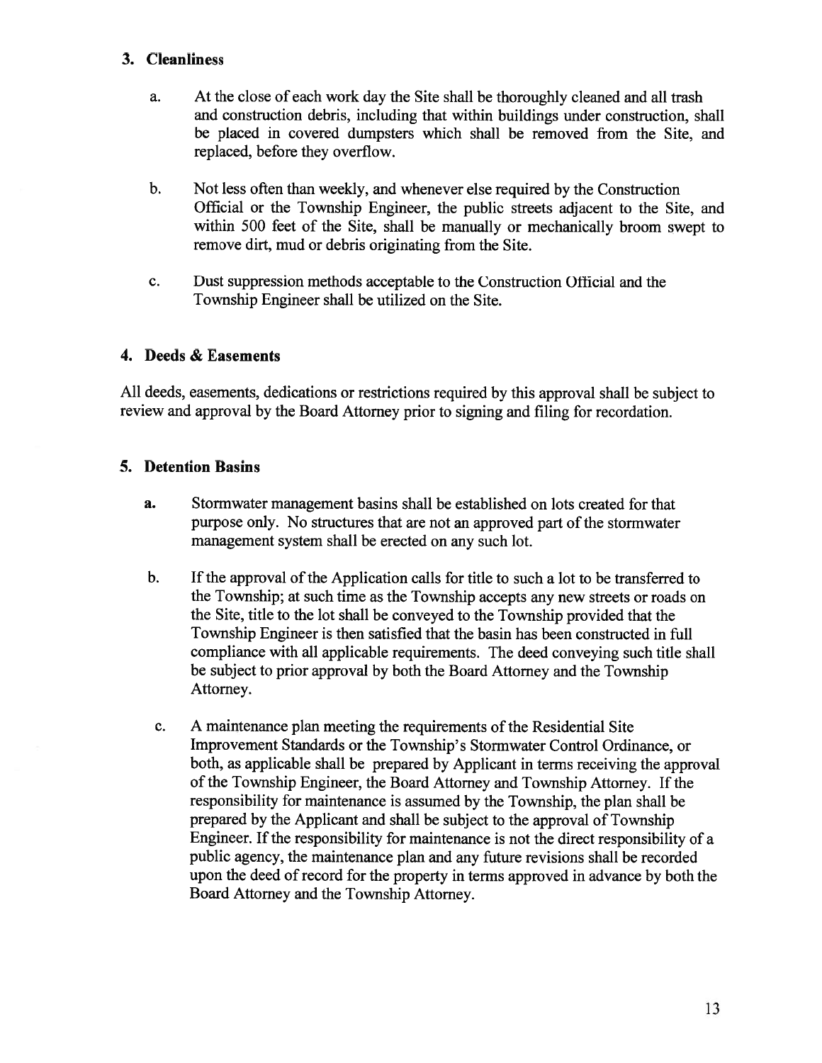### 3. Cleanliness

a. At the close of each work day the Site shall be thoroughly cleaned and all trash and construction debris, including that within buildings under construction, shall be placed in covered dumpsters which shall be removed from the Site, and replaced, before they overflow.

b. Not less often than weekly, and whenever else required by the Construction Official or the Township Engineer, the public streets adjacent to the Site, and within 500 feet of the Site, shall be manually or mechanically broom swept to remove dirt, mud or debris originating from the Site.

c. Dust suppression methods acceptable to the Construction Official and the Township Engineer shall be utilized on the Site.

### 4. Deeds & Easements

All deeds, easements, dedications or restrictions required by this approval shall be subject to review and approval by the Board Attorney prior to signing and filing for recordation.

### 5. Detention Basins

**a.** Stormwater management basins shall be established on lots created for that purpose only. No structures that are not an approved part of the stormwater management system shall be erected on any such lot.

b. If the approval of the Application calls for title to such a lot to be transferred to the Township; at such time as the Township accepts any new streets or roads on the Site, title to the lot shall be conveyed to the Township provided that the Township Engineer is then satisfied that the basin has been constructed in full compliance with all applicable requirements. The deed conveying such title shall be subject to prior approval by both the Board Attorney and the Township Attorney.

c. A maintenance plan meeting the requirements of the Residential Site Improvement Standards or the Township's Stormwater Control Ordinance, or both, as applicable shall be prepared by Applicant in terms receiving the approval of the Township Engineer, the Board Attorney and Township Attorney. If the responsibility for maintenance is assumed by the Township, the plan shall be prepared by the Applicant and shall be subject to the approval of Township Engineer. If the responsibility for maintenance is not the direct responsibility of a public agency, the maintenance plan and any future revisions shall be recorded upon the deed of record for the property in terms approved in advance by both the Board Attorney and the Township Attorney.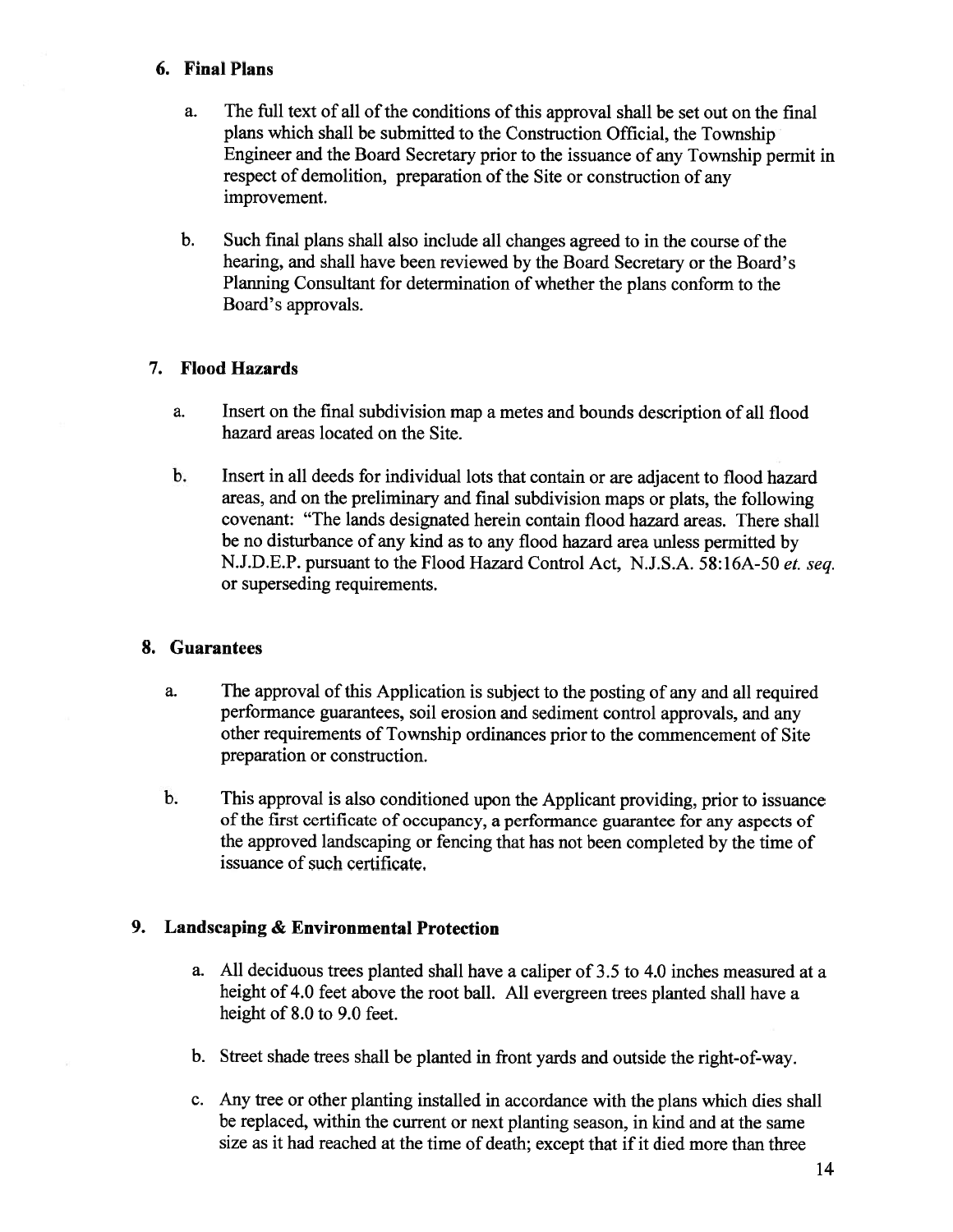## 6. Final Plans

a. The full text of all of the conditions of this approval shall be set out on the final plans which shall be submitted to the Construction Official, the Township Engineer and the Board Secretary prior to the issuance of any Township permit in respect of demolition, preparation of the Site or construction of any improvement.

b. Such final plans shall also include all changes agreed to in the course of the hearing, and shall have been reviewed by the Board Secretary or the Board's Planning Consultant for determination of whether the plans conform to the Board's approvals.

## 7. Flood Hazards

a. Insert on the final subdivision map a metes and bounds description of all flood hazard areas located on the Site.

b. Insert in all deeds for individual lots that contain or are adjacent to flood hazard areas, and on the preliminary and final subdivision maps or plats, the following covenant: "The lands designated herein contain flood hazard areas. There shall be no disturbance of any kind as to any flood hazard area unless permitted by N.J.D.E.P. pursuant to the Flood Hazard Control Act, N.J.S.A. 58:16A-50 *et. seq.* or superseding requirements.

## 8. Guarantees

a. The approval of this Application is subject to the posting of any and all required performance guarantees, soil erosion and sediment control approvals, and any other requirements of Township ordinances prior to the commencement of Site preparation or construction.

b. This approval is also conditioned upon the Applicant providing, prior to issuance of the first certificate of occupancy, a performance guarantee for any aspects of the approved landscaping or fencing that has not been completed by the time of issuance of such certificate.

## 9. Landscaping & Environmental Protection

a. All deciduous trees planted shall have a caliper of 3.5 to 4.0 inches measured at a height of 4.0 feet above the root ball. All evergreen trees planted shall have a height of 8.0 to 9.0 feet.

b. Street shade trees shall be planted in front yards and outside the right-of-way.

c. Any tree or other planting installed in accordance with the plans which dies shall be replaced, within the current or next planting season, in kind and at the same size as it had reached at the time of death; except that if it died more than three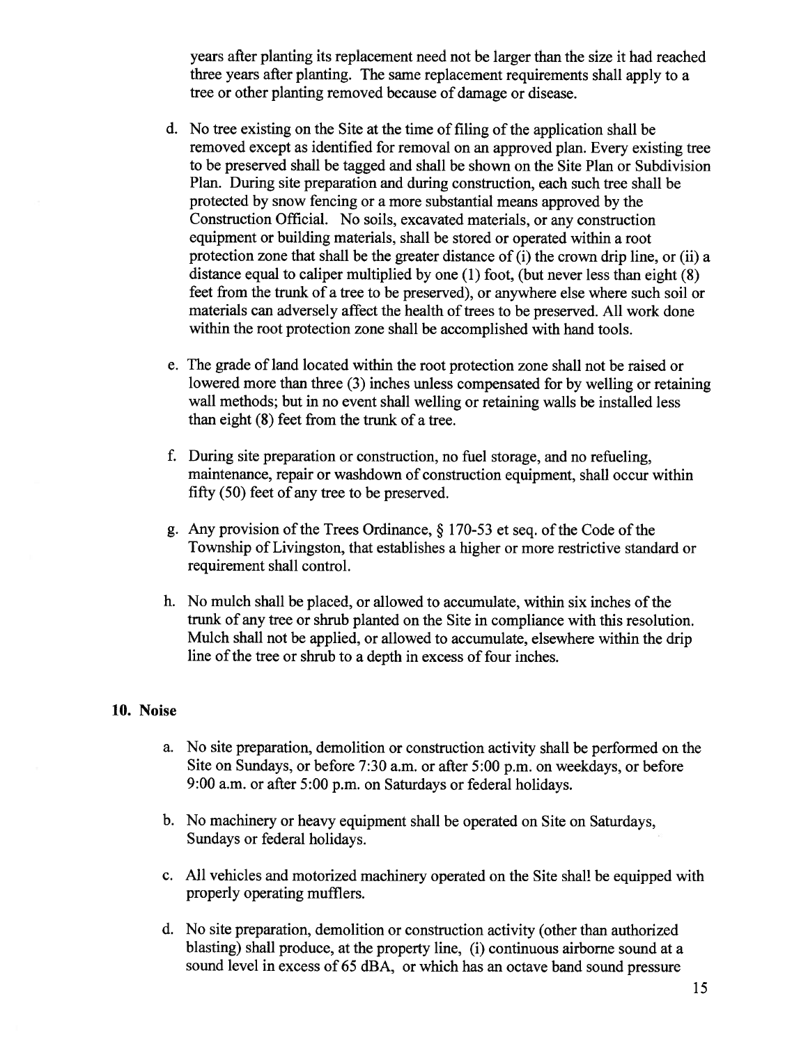years after planting its replacement need not be larger than the size it had reached three years after planting. The same replacement requirements shall apply to a tree or other planting removed because of damage or disease.

d. No tree existing on the Site at the time of filing of the application shall be removed except as identified for removal on an approved plan. Every existing tree to be preserved shall be tagged and shall be shown on the Site Plan or Subdivision Plan. During site preparation and during construction, each such tree shall be protected by snow fencing or a more substantial means approved by the Construction Official. No soils, excavated materials, or any construction equipment or building materials, shall be stored or operated within a root protection zone that shall be the greater distance of (i) the crown drip line, or (ii) a distance equal to caliper multiplied by one (1) foot, (but never less than eight (8) feet from the trunk of a tree to be preserved), or anywhere else where such soil or materials can adversely affect the health of trees to be preserved. All work done within the root protection zone shall be accomplished with hand tools.

e. The grade of land located within the root protection zone shall not be raised or lowered more than three (3) inches unless compensated for by welling or retaining wall methods; but in no event shall welling or retaining walls be installed less than eight (8) feet from the trunk of a tree.

f. During site preparation or construction, no fuel storage, and no refueling, maintenance, repair or washdown of construction equipment, shall occur within fifty (50) feet of any tree to be preserved.

g. Any provision of the Trees Ordinance, § 170-53 et seq. of the Code of the Township of Livingston, that establishes a higher or more restrictive standard or requirement shall control.

h. No mulch shall be placed, or allowed to accumulate, within six inches of the trunk of any tree or shrub planted on the Site in compliance with this resolution. Mulch shall not be applied, or allowed to accumulate, elsewhere within the drip line of the tree or shrub to a depth in excess of four inches.

**10. Noise**

a. No site preparation, demolition or construction activity shall be performed on the Site on Sundays, or before 7:30 a.m. or after 5:00 p.m. on weekdays, or before 9:00 a.m. or after 5:00 p.m. on Saturdays or federal holidays.

b. No machinery or heavy equipment shall be operated on Site on Saturdays, Sundays or federal holidays.

c. All vehicles and motorized machinery operated on the Site shall be equipped with properly operating mufflers.

d. No site preparation, demolition or construction activity (other than authorized blasting) shall produce, at the property line, (i) continuous airborne sound at a sound level in excess of 65 dBA, or which has an octave band sound pressure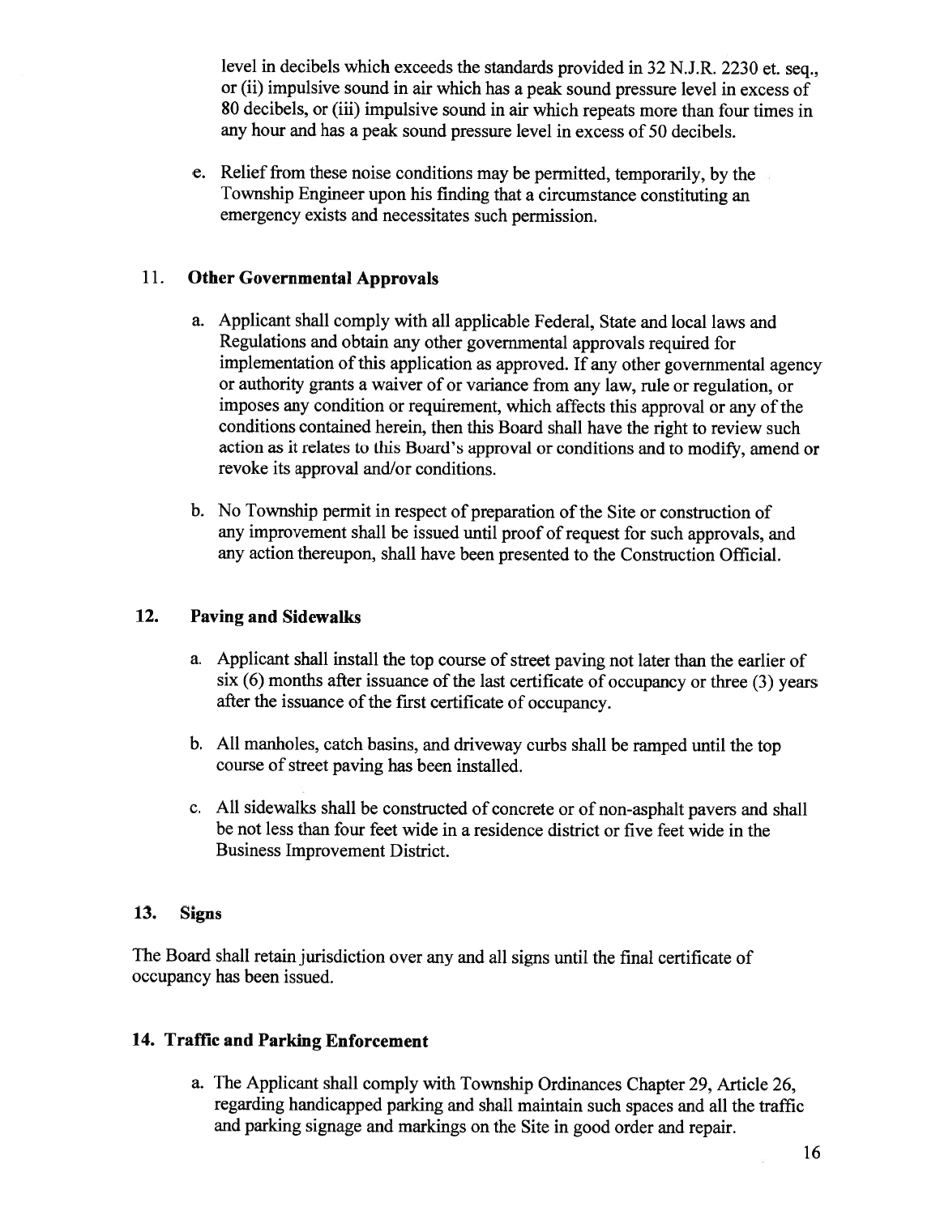level in decibels which exceeds the standards provided in 32 N.J.R. 2230 et. seq., or (ii) impulsive sound in air which has a peak sound pressure level in excess of 80 decibels, or (iii) impulsive sound in air which repeats more than four times in any hour and has a peak sound pressure level in excess of 50 decibels.

e. Relief from these noise conditions may be permitted, temporarily, by the Township Engineer upon his finding that a circumstance constituting an emergency exists and necessitates such permission.

## 11. Other Governmental Approvals

a. Applicant shall comply with all applicable Federal, State and local laws and Regulations and obtain any other governmental approvals required for implementation of this application as approved. If any other governmental agency or authority grants a waiver of or variance from any law, rule or regulation, or imposes any condition or requirement, which affects this approval or any of the conditions contained herein, then this Board shall have the right to review such action as it relates to this Board's approval or conditions and to modify, amend or revoke its approval and/or conditions.

b. No Township permit in respect of preparation of the Site or construction of any improvement shall be issued until proof of request for such approvals, and any action thereupon, shall have been presented to the Construction Official.

## 12. Paving and Sidewalks

a. Applicant shall install the top course of street paving not later than the earlier of six (6) months after issuance of the last certificate of occupancy or three (3) years after the issuance of the first certificate of occupancy.

b. All manholes, catch basins, and driveway curbs shall be ramped until the top course of street paving has been installed.

c. All sidewalks shall be constructed of concrete or of non-asphalt pavers and shall be not less than four feet wide in a residence district or five feet wide in the Business Improvement District.

## 13. Signs

The Board shall retain jurisdiction over any and all signs until the final certificate of occupancy has been issued.

## 14. Traffic and Parking Enforcement

a. The Applicant shall comply with Township Ordinances Chapter 29, Article 26, regarding handicapped parking and shall maintain such spaces and all the traffic and parking signage and markings on the Site in good order and repair.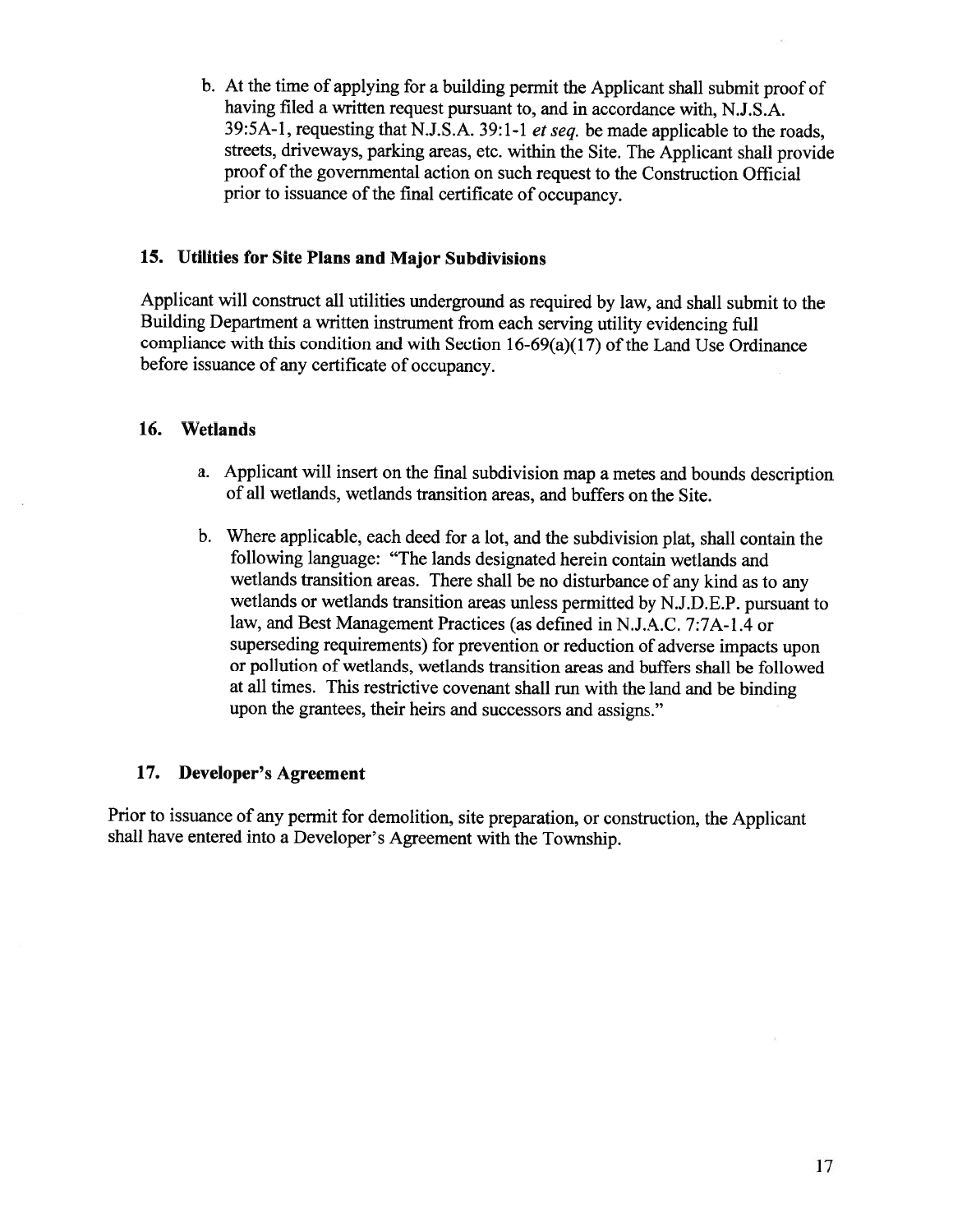b. At the time of applying for a building permit the Applicant shall submit proof of having filed a written request pursuant to, and in accordance with, N.J.S.A. 39:5A-1, requesting that N.J.S.A. 39:1-1 *et seq.* be made applicable to the roads, streets, driveways, parking areas, etc. within the Site. The Applicant shall provide proof of the governmental action on such request to the Construction Official prior to issuance of the final certificate of occupancy.

### 15. Utilities for Site Plans and Major Subdivisions

Applicant will construct all utilities underground as required by law, and shall submit to the Building Department a written instrument from each serving utility evidencing full compliance with this condition and with Section 16-69(a)(17) of the Land Use Ordinance before issuance of any certificate of occupancy.

### 16. Wetlands

a. Applicant will insert on the final subdivision map a metes and bounds description of all wetlands, wetlands transition areas, and buffers on the Site.

b. Where applicable, each deed for a lot, and the subdivision plat, shall contain the following language: "The lands designated herein contain wetlands and wetlands transition areas. There shall be no disturbance of any kind as to any wetlands or wetlands transition areas unless permitted by N.J.D.E.P. pursuant to law, and Best Management Practices (as defined in N.J.A.C. 7:7A-1.4 or superseding requirements) for prevention or reduction of adverse impacts upon or pollution of wetlands, wetlands transition areas and buffers shall be followed at all times. This restrictive covenant shall run with the land and be binding upon the grantees, their heirs and successors and assigns."

### 17. Developer's Agreement

Prior to issuance of any permit for demolition, site preparation, or construction, the Applicant shall have entered into a Developer's Agreement with the Township.